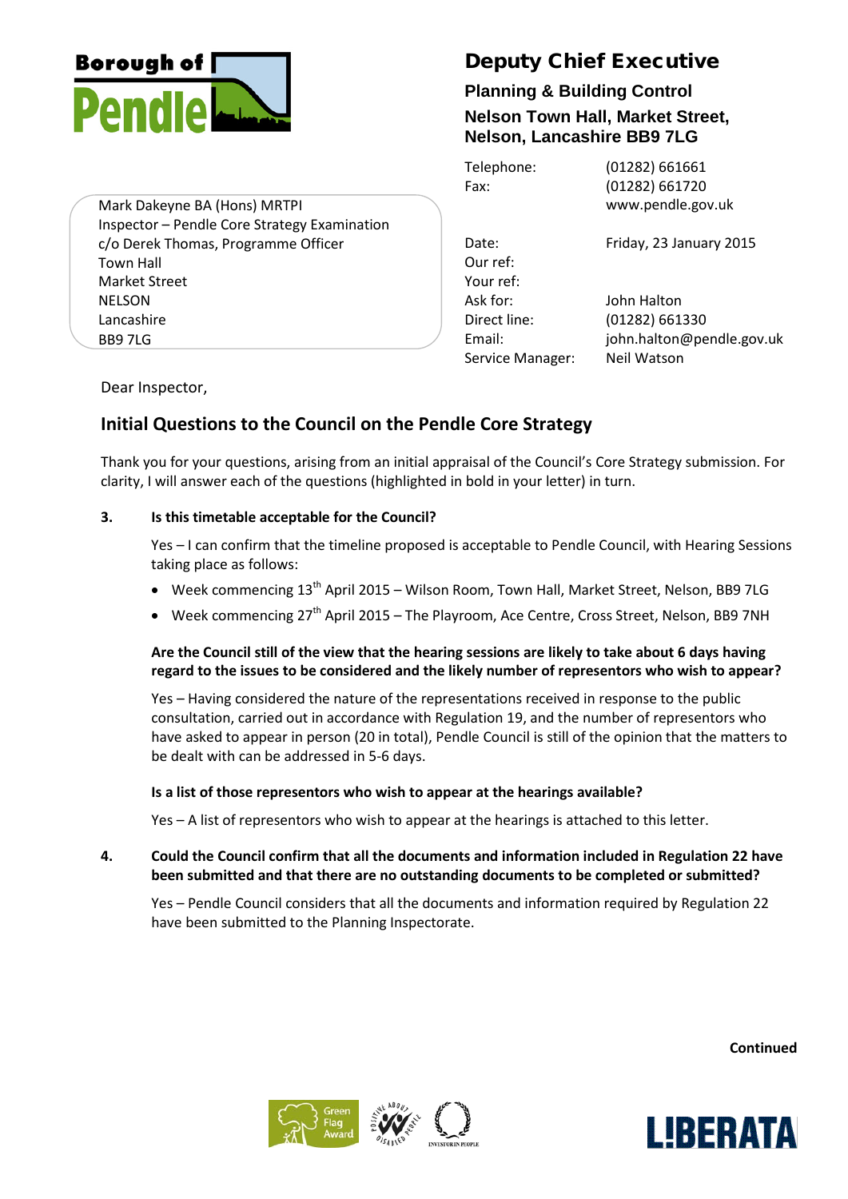Borough of Pendle

# Deputy Chief Executive

**Planning & Building Control**

**Nelson Town Hall, Market Street, Nelson, Lancashire BB9 7LG**

Mark Dakeyne BA (Hons) MRTPI
Inspector – Pendle Core Strategy Examination
c/o Derek Thomas, Programme Officer
Town Hall
Market Street
NELSON
Lancashire
BB9 7LG

| | |
|---|---|
| Telephone: | (01282) 661661 |
| Fax: | (01282) 661720 |
| | www.pendle.gov.uk |
| Date: | Friday, 23 January 2015 |
| Our ref: | |
| Your ref: | |
| Ask for: | John Halton |
| Direct line: | (01282) 661330 |
| Email: | john.halton@pendle.gov.uk |
| Service Manager: | Neil Watson |

Dear Inspector,

## Initial Questions to the Council on the Pendle Core Strategy

Thank you for your questions, arising from an initial appraisal of the Council's Core Strategy submission. For clarity, I will answer each of the questions (highlighted in bold in your letter) in turn.

**3. Is this timetable acceptable for the Council?**

Yes – I can confirm that the timeline proposed is acceptable to Pendle Council, with Hearing Sessions taking place as follows:

- Week commencing 13th April 2015 – Wilson Room, Town Hall, Market Street, Nelson, BB9 7LG
- Week commencing 27th April 2015 – The Playroom, Ace Centre, Cross Street, Nelson, BB9 7NH

**Are the Council still of the view that the hearing sessions are likely to take about 6 days having regard to the issues to be considered and the likely number of representors who wish to appear?**

Yes – Having considered the nature of the representations received in response to the public consultation, carried out in accordance with Regulation 19, and the number of representors who have asked to appear in person (20 in total), Pendle Council is still of the opinion that the matters to be dealt with can be addressed in 5-6 days.

**Is a list of those representors who wish to appear at the hearings available?**

Yes – A list of representors who wish to appear at the hearings is attached to this letter.

**4. Could the Council confirm that all the documents and information included in Regulation 22 have been submitted and that there are no outstanding documents to be completed or submitted?**

Yes – Pendle Council considers that all the documents and information required by Regulation 22 have been submitted to the Planning Inspectorate.

**Continued**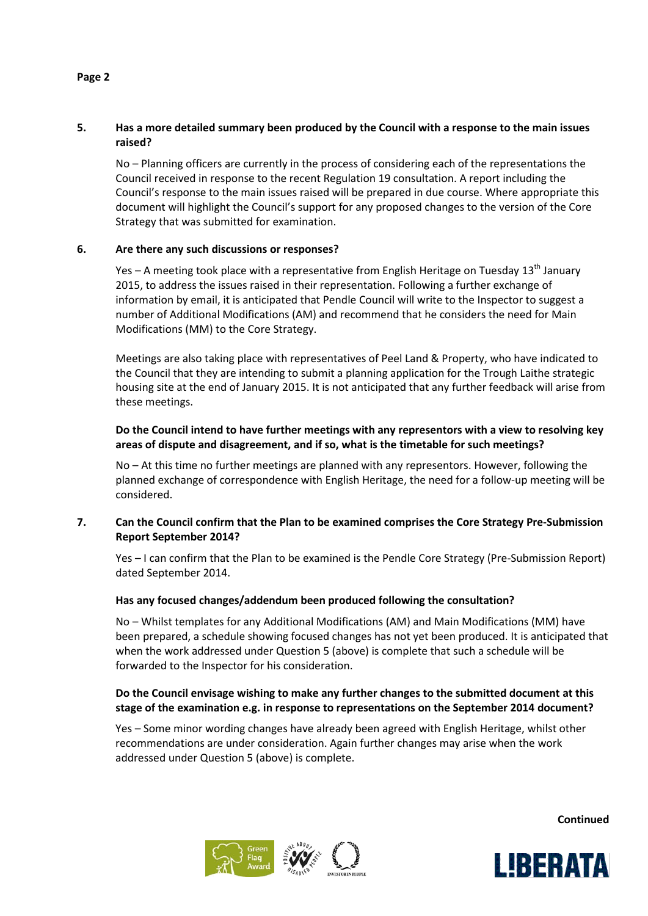**5. Has a more detailed summary been produced by the Council with a response to the main issues raised?**

No – Planning officers are currently in the process of considering each of the representations the Council received in response to the recent Regulation 19 consultation. A report including the Council's response to the main issues raised will be prepared in due course. Where appropriate this document will highlight the Council's support for any proposed changes to the version of the Core Strategy that was submitted for examination.

**6. Are there any such discussions or responses?**

Yes – A meeting took place with a representative from English Heritage on Tuesday 13th January 2015, to address the issues raised in their representation. Following a further exchange of information by email, it is anticipated that Pendle Council will write to the Inspector to suggest a number of Additional Modifications (AM) and recommend that he considers the need for Main Modifications (MM) to the Core Strategy.

Meetings are also taking place with representatives of Peel Land & Property, who have indicated to the Council that they are intending to submit a planning application for the Trough Laithe strategic housing site at the end of January 2015. It is not anticipated that any further feedback will arise from these meetings.

**Do the Council intend to have further meetings with any representors with a view to resolving key areas of dispute and disagreement, and if so, what is the timetable for such meetings?**

No – At this time no further meetings are planned with any representors. However, following the planned exchange of correspondence with English Heritage, the need for a follow-up meeting will be considered.

**7. Can the Council confirm that the Plan to be examined comprises the Core Strategy Pre-Submission Report September 2014?**

Yes – I can confirm that the Plan to be examined is the Pendle Core Strategy (Pre-Submission Report) dated September 2014.

**Has any focused changes/addendum been produced following the consultation?**

No – Whilst templates for any Additional Modifications (AM) and Main Modifications (MM) have been prepared, a schedule showing focused changes has not yet been produced. It is anticipated that when the work addressed under Question 5 (above) is complete that such a schedule will be forwarded to the Inspector for his consideration.

**Do the Council envisage wishing to make any further changes to the submitted document at this stage of the examination e.g. in response to representations on the September 2014 document?**

Yes – Some minor wording changes have already been agreed with English Heritage, whilst other recommendations are under consideration. Again further changes may arise when the work addressed under Question 5 (above) is complete.

**Continued**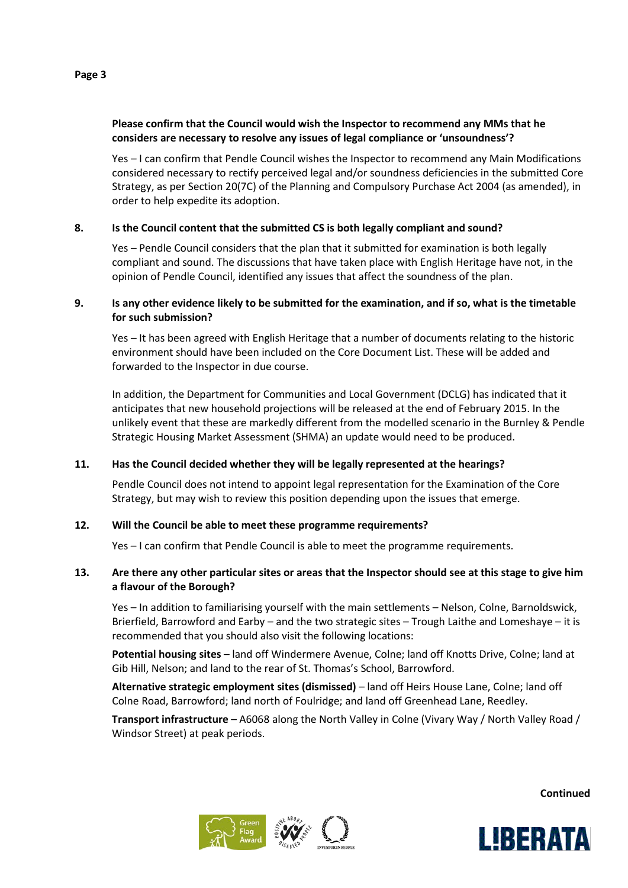**Please confirm that the Council would wish the Inspector to recommend any MMs that he considers are necessary to resolve any issues of legal compliance or 'unsoundness'?**

Yes – I can confirm that Pendle Council wishes the Inspector to recommend any Main Modifications considered necessary to rectify perceived legal and/or soundness deficiencies in the submitted Core Strategy, as per Section 20(7C) of the Planning and Compulsory Purchase Act 2004 (as amended), in order to help expedite its adoption.

**8. Is the Council content that the submitted CS is both legally compliant and sound?**

Yes – Pendle Council considers that the plan that it submitted for examination is both legally compliant and sound. The discussions that have taken place with English Heritage have not, in the opinion of Pendle Council, identified any issues that affect the soundness of the plan.

**9. Is any other evidence likely to be submitted for the examination, and if so, what is the timetable for such submission?**

Yes – It has been agreed with English Heritage that a number of documents relating to the historic environment should have been included on the Core Document List. These will be added and forwarded to the Inspector in due course.

In addition, the Department for Communities and Local Government (DCLG) has indicated that it anticipates that new household projections will be released at the end of February 2015. In the unlikely event that these are markedly different from the modelled scenario in the Burnley & Pendle Strategic Housing Market Assessment (SHMA) an update would need to be produced.

**11. Has the Council decided whether they will be legally represented at the hearings?**

Pendle Council does not intend to appoint legal representation for the Examination of the Core Strategy, but may wish to review this position depending upon the issues that emerge.

**12. Will the Council be able to meet these programme requirements?**

Yes – I can confirm that Pendle Council is able to meet the programme requirements.

**13. Are there any other particular sites or areas that the Inspector should see at this stage to give him a flavour of the Borough?**

Yes – In addition to familiarising yourself with the main settlements – Nelson, Colne, Barnoldswick, Brierfield, Barrowford and Earby – and the two strategic sites – Trough Laithe and Lomeshaye – it is recommended that you should also visit the following locations:

**Potential housing sites** – land off Windermere Avenue, Colne; land off Knotts Drive, Colne; land at Gib Hill, Nelson; and land to the rear of St. Thomas's School, Barrowford.

**Alternative strategic employment sites (dismissed)** – land off Heirs House Lane, Colne; land off Colne Road, Barrowford; land north of Foulridge; and land off Greenhead Lane, Reedley.

**Transport infrastructure** – A6068 along the North Valley in Colne (Vivary Way / North Valley Road / Windsor Street) at peak periods.

**Continued**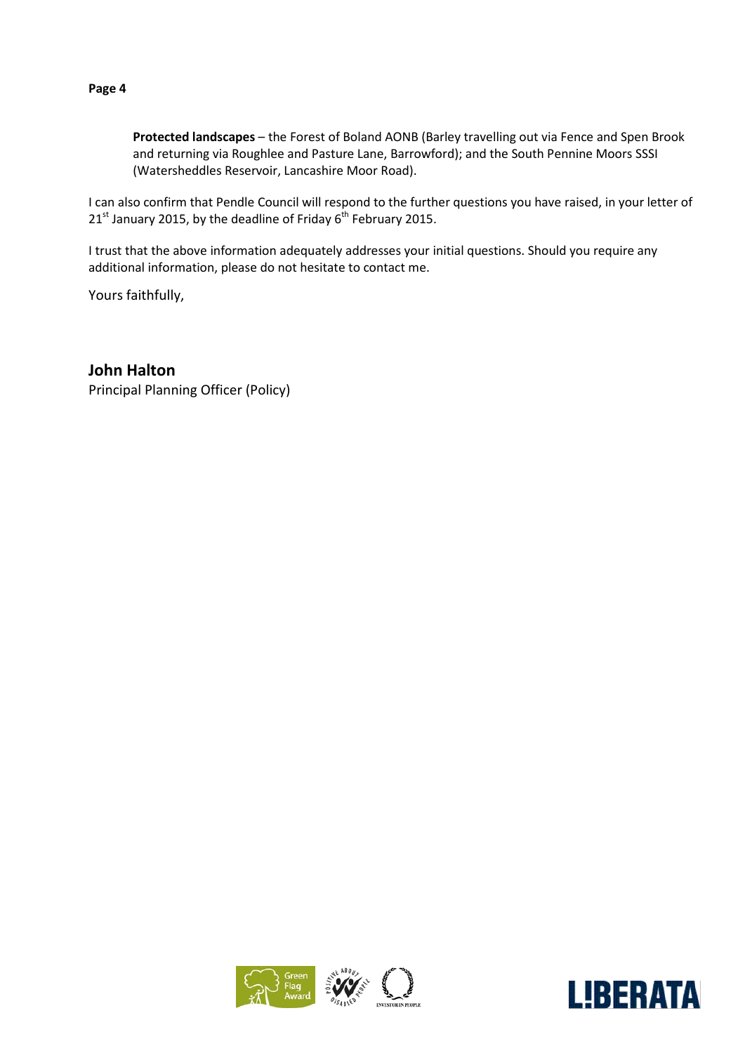**Protected landscapes** – the Forest of Boland AONB (Barley travelling out via Fence and Spen Brook and returning via Roughlee and Pasture Lane, Barrowford); and the South Pennine Moors SSSI (Watersheddles Reservoir, Lancashire Moor Road).

I can also confirm that Pendle Council will respond to the further questions you have raised, in your letter of 21st January 2015, by the deadline of Friday 6th February 2015.

I trust that the above information adequately addresses your initial questions. Should you require any additional information, please do not hesitate to contact me.

Yours faithfully,

**John Halton**
Principal Planning Officer (Policy)